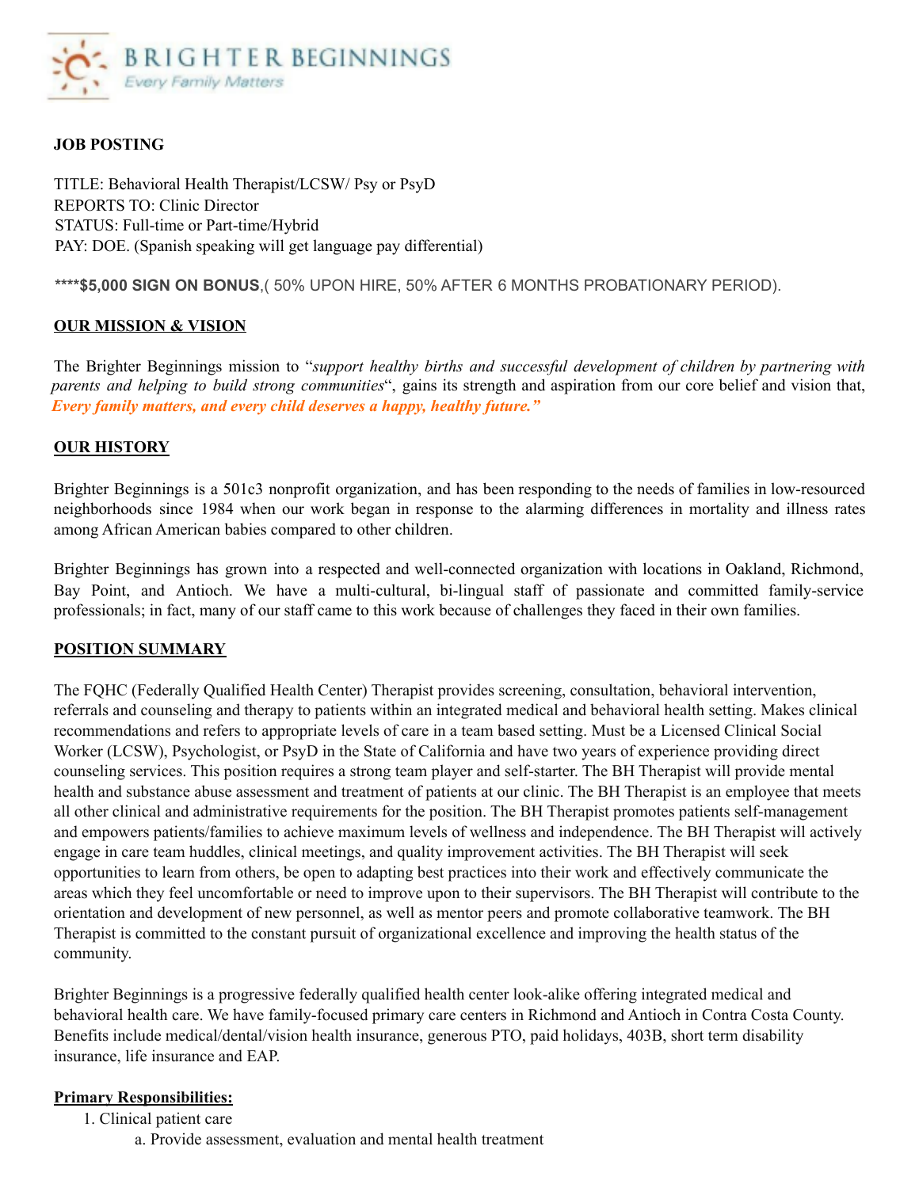BRIGHTER BEGINNINGS
*Every Family Matters*

**JOB POSTING**

TITLE: Behavioral Health Therapist/LCSW/ Psy or PsyD
REPORTS TO: Clinic Director
STATUS: Full-time or Part-time/Hybrid
PAY: DOE. (Spanish speaking will get language pay differential)

****$5,000 SIGN ON BONUS**,( 50% UPON HIRE, 50% AFTER 6 MONTHS PROBATIONARY PERIOD).

## OUR MISSION & VISION

The Brighter Beginnings mission to "*support healthy births and successful development of children by partnering with parents and helping to build strong communities*", gains its strength and aspiration from our core belief and vision that, ***Every family matters, and every child deserves a happy, healthy future."***

## OUR HISTORY

Brighter Beginnings is a 501c3 nonprofit organization, and has been responding to the needs of families in low-resourced neighborhoods since 1984 when our work began in response to the alarming differences in mortality and illness rates among African American babies compared to other children.

Brighter Beginnings has grown into a respected and well-connected organization with locations in Oakland, Richmond, Bay Point, and Antioch. We have a multi-cultural, bi-lingual staff of passionate and committed family-service professionals; in fact, many of our staff came to this work because of challenges they faced in their own families.

## POSITION SUMMARY

The FQHC (Federally Qualified Health Center) Therapist provides screening, consultation, behavioral intervention, referrals and counseling and therapy to patients within an integrated medical and behavioral health setting. Makes clinical recommendations and refers to appropriate levels of care in a team based setting. Must be a Licensed Clinical Social Worker (LCSW), Psychologist, or PsyD in the State of California and have two years of experience providing direct counseling services. This position requires a strong team player and self-starter. The BH Therapist will provide mental health and substance abuse assessment and treatment of patients at our clinic. The BH Therapist is an employee that meets all other clinical and administrative requirements for the position. The BH Therapist promotes patients self-management and empowers patients/families to achieve maximum levels of wellness and independence. The BH Therapist will actively engage in care team huddles, clinical meetings, and quality improvement activities. The BH Therapist will seek opportunities to learn from others, be open to adapting best practices into their work and effectively communicate the areas which they feel uncomfortable or need to improve upon to their supervisors. The BH Therapist will contribute to the orientation and development of new personnel, as well as mentor peers and promote collaborative teamwork. The BH Therapist is committed to the constant pursuit of organizational excellence and improving the health status of the community.

Brighter Beginnings is a progressive federally qualified health center look-alike offering integrated medical and behavioral health care. We have family-focused primary care centers in Richmond and Antioch in Contra Costa County. Benefits include medical/dental/vision health insurance, generous PTO, paid holidays, 403B, short term disability insurance, life insurance and EAP.

## Primary Responsibilities:

1. Clinical patient care
   a. Provide assessment, evaluation and mental health treatment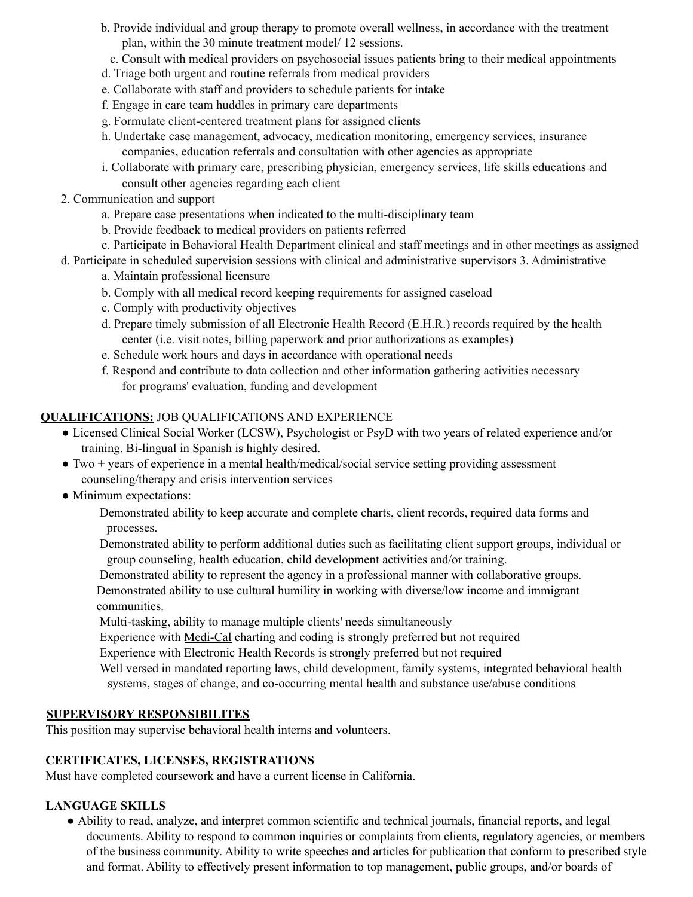b. Provide individual and group therapy to promote overall wellness, in accordance with the treatment plan, within the 30 minute treatment model/ 12 sessions.
   c. Consult with medical providers on psychosocial issues patients bring to their medical appointments
   d. Triage both urgent and routine referrals from medical providers
   e. Collaborate with staff and providers to schedule patients for intake
   f. Engage in care team huddles in primary care departments
   g. Formulate client-centered treatment plans for assigned clients
   h. Undertake case management, advocacy, medication monitoring, emergency services, insurance companies, education referrals and consultation with other agencies as appropriate
   i. Collaborate with primary care, prescribing physician, emergency services, life skills educations and consult other agencies regarding each client

2. Communication and support
   a. Prepare case presentations when indicated to the multi-disciplinary team
   b. Provide feedback to medical providers on patients referred
   c. Participate in Behavioral Health Department clinical and staff meetings and in other meetings as assigned
   d. Participate in scheduled supervision sessions with clinical and administrative supervisors

3. Administrative
   a. Maintain professional licensure
   b. Comply with all medical record keeping requirements for assigned caseload
   c. Comply with productivity objectives
   d. Prepare timely submission of all Electronic Health Record (E.H.R.) records required by the health center (i.e. visit notes, billing paperwork and prior authorizations as examples)
   e. Schedule work hours and days in accordance with operational needs
   f. Respond and contribute to data collection and other information gathering activities necessary for programs' evaluation, funding and development

**<u>QUALIFICATIONS:</u>** JOB QUALIFICATIONS AND EXPERIENCE

- Licensed Clinical Social Worker (LCSW), Psychologist or PsyD with two years of related experience and/or training. Bi-lingual in Spanish is highly desired.
- Two + years of experience in a mental health/medical/social service setting providing assessment counseling/therapy and crisis intervention services
- Minimum expectations:

  Demonstrated ability to keep accurate and complete charts, client records, required data forms and processes.

  Demonstrated ability to perform additional duties such as facilitating client support groups, individual or group counseling, health education, child development activities and/or training.

  Demonstrated ability to represent the agency in a professional manner with collaborative groups.

  Demonstrated ability to use cultural humility in working with diverse/low income and immigrant communities.

  Multi-tasking, ability to manage multiple clients' needs simultaneously

  Experience with Medi-Cal charting and coding is strongly preferred but not required

  Experience with Electronic Health Records is strongly preferred but not required

  Well versed in mandated reporting laws, child development, family systems, integrated behavioral health systems, stages of change, and co-occurring mental health and substance use/abuse conditions

**<u>SUPERVISORY RESPONSIBILITES</u>**

This position may supervise behavioral health interns and volunteers.

**CERTIFICATES, LICENSES, REGISTRATIONS**

Must have completed coursework and have a current license in California.

**LANGUAGE SKILLS**

- Ability to read, analyze, and interpret common scientific and technical journals, financial reports, and legal documents. Ability to respond to common inquiries or complaints from clients, regulatory agencies, or members of the business community. Ability to write speeches and articles for publication that conform to prescribed style and format. Ability to effectively present information to top management, public groups, and/or boards of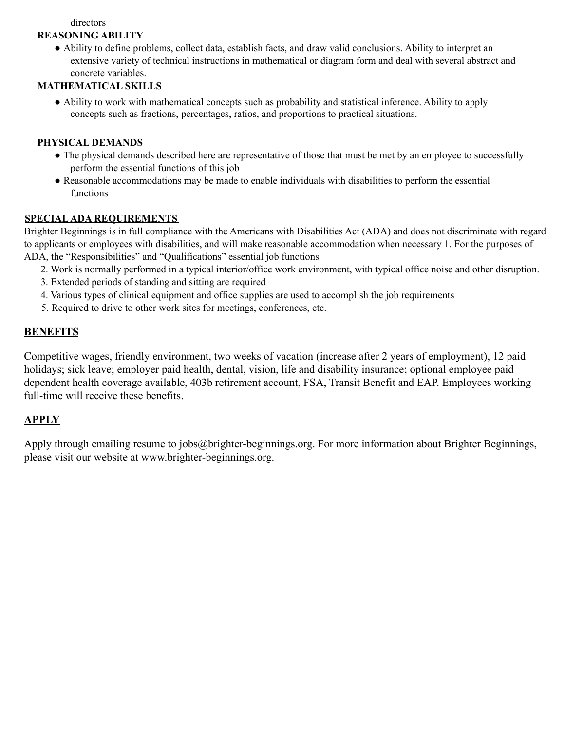directors

**REASONING ABILITY**

- Ability to define problems, collect data, establish facts, and draw valid conclusions. Ability to interpret an extensive variety of technical instructions in mathematical or diagram form and deal with several abstract and concrete variables.

**MATHEMATICAL SKILLS**

- Ability to work with mathematical concepts such as probability and statistical inference. Ability to apply concepts such as fractions, percentages, ratios, and proportions to practical situations.

**PHYSICAL DEMANDS**

- The physical demands described here are representative of those that must be met by an employee to successfully perform the essential functions of this job
- Reasonable accommodations may be made to enable individuals with disabilities to perform the essential functions

**SPECIAL ADA REQUIREMENTS**

Brighter Beginnings is in full compliance with the Americans with Disabilities Act (ADA) and does not discriminate with regard to applicants or employees with disabilities, and will make reasonable accommodation when necessary 1. For the purposes of ADA, the "Responsibilities" and "Qualifications" essential job functions

2. Work is normally performed in a typical interior/office work environment, with typical office noise and other disruption.
3. Extended periods of standing and sitting are required
4. Various types of clinical equipment and office supplies are used to accomplish the job requirements
5. Required to drive to other work sites for meetings, conferences, etc.

## BENEFITS

Competitive wages, friendly environment, two weeks of vacation (increase after 2 years of employment), 12 paid holidays; sick leave; employer paid health, dental, vision, life and disability insurance; optional employee paid dependent health coverage available, 403b retirement account, FSA, Transit Benefit and EAP. Employees working full-time will receive these benefits.

## APPLY

Apply through emailing resume to jobs@brighter-beginnings.org. For more information about Brighter Beginnings, please visit our website at www.brighter-beginnings.org.